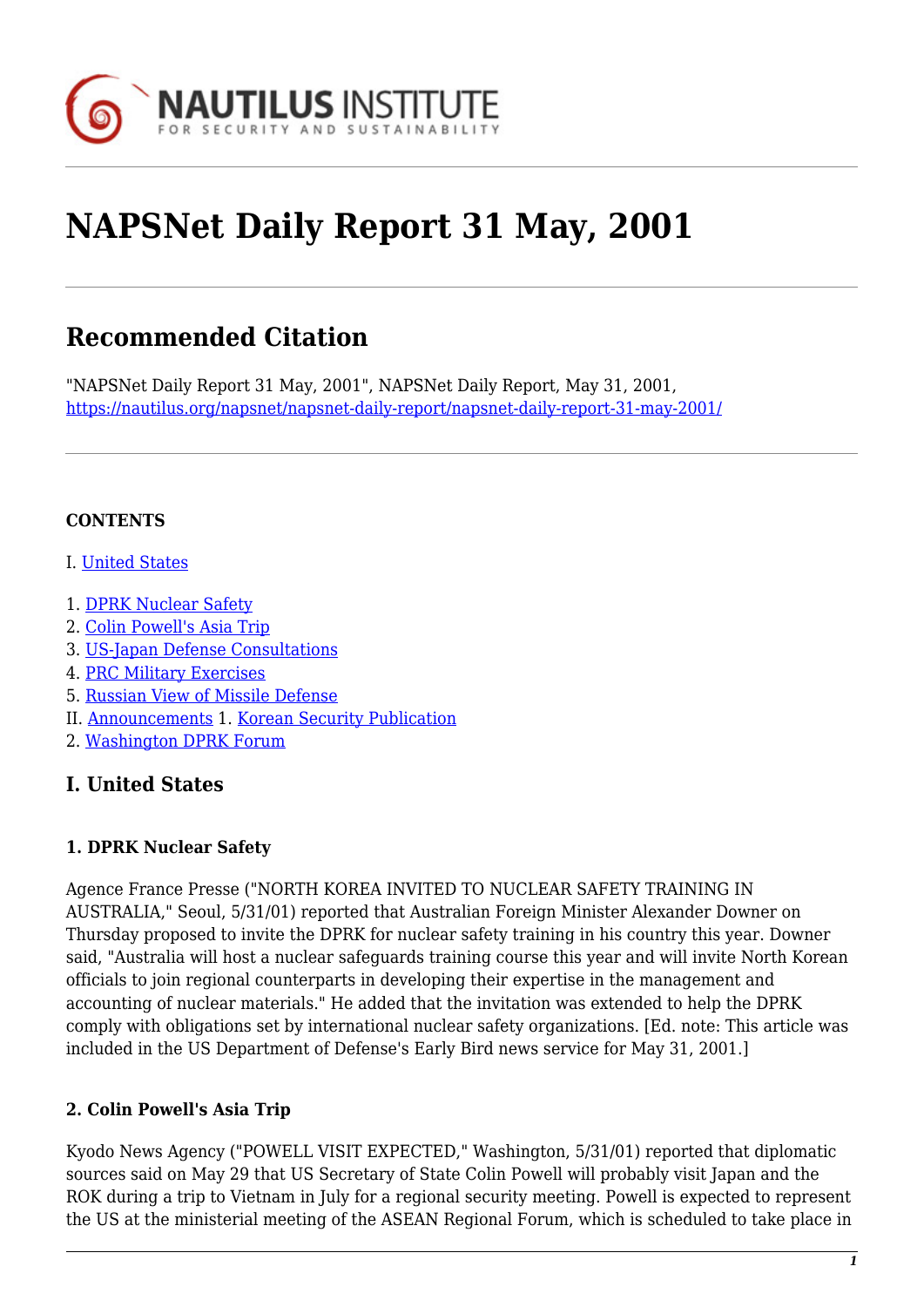# NAPSNet Daily Report 31 May, 2001

## Recommended Citation

"NAPSNet Daily Report 31 May, 2001", NAPSNet Daily Report, May 31, 2001, https://nautilus.org/napsnet/napsnet-daily-report/napsnet-daily-report-31-may-2001/

**CONTENTS**

I. United States

1. DPRK Nuclear Safety
2. Colin Powell's Asia Trip
3. US-Japan Defense Consultations
4. PRC Military Exercises
5. Russian View of Missile Defense

II. Announcements 1. Korean Security Publication
2. Washington DPRK Forum

## I. United States

### 1. DPRK Nuclear Safety

Agence France Presse ("NORTH KOREA INVITED TO NUCLEAR SAFETY TRAINING IN AUSTRALIA," Seoul, 5/31/01) reported that Australian Foreign Minister Alexander Downer on Thursday proposed to invite the DPRK for nuclear safety training in his country this year. Downer said, "Australia will host a nuclear safeguards training course this year and will invite North Korean officials to join regional counterparts in developing their expertise in the management and accounting of nuclear materials." He added that the invitation was extended to help the DPRK comply with obligations set by international nuclear safety organizations. [Ed. note: This article was included in the US Department of Defense's Early Bird news service for May 31, 2001.]

### 2. Colin Powell's Asia Trip

Kyodo News Agency ("POWELL VISIT EXPECTED," Washington, 5/31/01) reported that diplomatic sources said on May 29 that US Secretary of State Colin Powell will probably visit Japan and the ROK during a trip to Vietnam in July for a regional security meeting. Powell is expected to represent the US at the ministerial meeting of the ASEAN Regional Forum, which is scheduled to take place in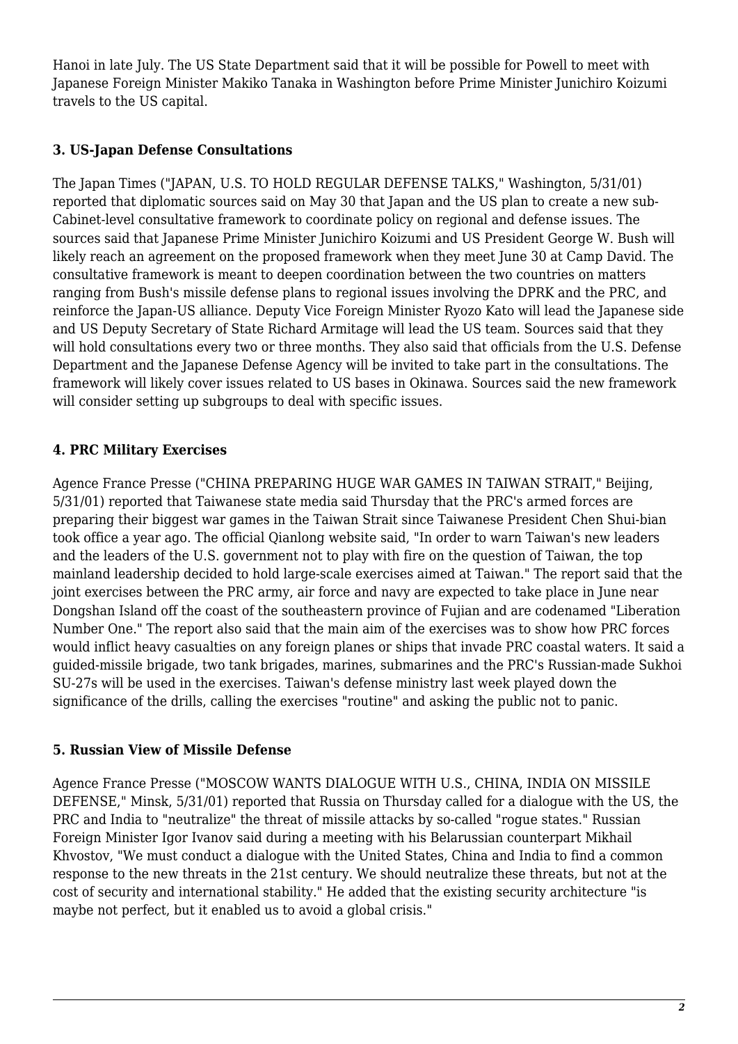Hanoi in late July. The US State Department said that it will be possible for Powell to meet with Japanese Foreign Minister Makiko Tanaka in Washington before Prime Minister Junichiro Koizumi travels to the US capital.

### 3. US-Japan Defense Consultations

The Japan Times ("JAPAN, U.S. TO HOLD REGULAR DEFENSE TALKS," Washington, 5/31/01) reported that diplomatic sources said on May 30 that Japan and the US plan to create a new sub-Cabinet-level consultative framework to coordinate policy on regional and defense issues. The sources said that Japanese Prime Minister Junichiro Koizumi and US President George W. Bush will likely reach an agreement on the proposed framework when they meet June 30 at Camp David. The consultative framework is meant to deepen coordination between the two countries on matters ranging from Bush's missile defense plans to regional issues involving the DPRK and the PRC, and reinforce the Japan-US alliance. Deputy Vice Foreign Minister Ryozo Kato will lead the Japanese side and US Deputy Secretary of State Richard Armitage will lead the US team. Sources said that they will hold consultations every two or three months. They also said that officials from the U.S. Defense Department and the Japanese Defense Agency will be invited to take part in the consultations. The framework will likely cover issues related to US bases in Okinawa. Sources said the new framework will consider setting up subgroups to deal with specific issues.

### 4. PRC Military Exercises

Agence France Presse ("CHINA PREPARING HUGE WAR GAMES IN TAIWAN STRAIT," Beijing, 5/31/01) reported that Taiwanese state media said Thursday that the PRC's armed forces are preparing their biggest war games in the Taiwan Strait since Taiwanese President Chen Shui-bian took office a year ago. The official Qianlong website said, "In order to warn Taiwan's new leaders and the leaders of the U.S. government not to play with fire on the question of Taiwan, the top mainland leadership decided to hold large-scale exercises aimed at Taiwan." The report said that the joint exercises between the PRC army, air force and navy are expected to take place in June near Dongshan Island off the coast of the southeastern province of Fujian and are codenamed "Liberation Number One." The report also said that the main aim of the exercises was to show how PRC forces would inflict heavy casualties on any foreign planes or ships that invade PRC coastal waters. It said a guided-missile brigade, two tank brigades, marines, submarines and the PRC's Russian-made Sukhoi SU-27s will be used in the exercises. Taiwan's defense ministry last week played down the significance of the drills, calling the exercises "routine" and asking the public not to panic.

### 5. Russian View of Missile Defense

Agence France Presse ("MOSCOW WANTS DIALOGUE WITH U.S., CHINA, INDIA ON MISSILE DEFENSE," Minsk, 5/31/01) reported that Russia on Thursday called for a dialogue with the US, the PRC and India to "neutralize" the threat of missile attacks by so-called "rogue states." Russian Foreign Minister Igor Ivanov said during a meeting with his Belarussian counterpart Mikhail Khvostov, "We must conduct a dialogue with the United States, China and India to find a common response to the new threats in the 21st century. We should neutralize these threats, but not at the cost of security and international stability." He added that the existing security architecture "is maybe not perfect, but it enabled us to avoid a global crisis."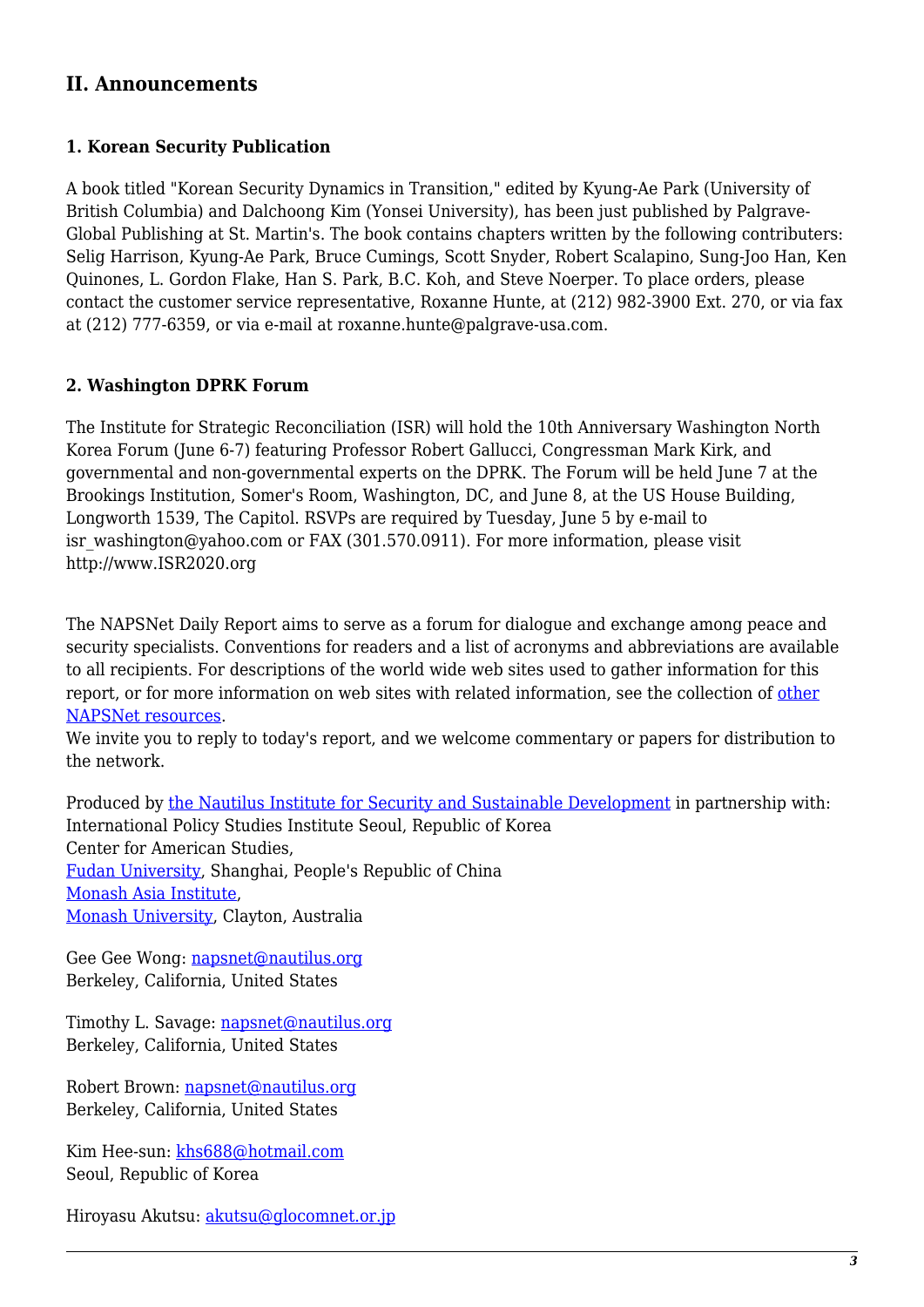## II. Announcements

### 1. Korean Security Publication

A book titled "Korean Security Dynamics in Transition," edited by Kyung-Ae Park (University of British Columbia) and Dalchoong Kim (Yonsei University), has been just published by Palgrave-Global Publishing at St. Martin's. The book contains chapters written by the following contributers: Selig Harrison, Kyung-Ae Park, Bruce Cumings, Scott Snyder, Robert Scalapino, Sung-Joo Han, Ken Quinones, L. Gordon Flake, Han S. Park, B.C. Koh, and Steve Noerper. To place orders, please contact the customer service representative, Roxanne Hunte, at (212) 982-3900 Ext. 270, or via fax at (212) 777-6359, or via e-mail at roxanne.hunte@palgrave-usa.com.

### 2. Washington DPRK Forum

The Institute for Strategic Reconciliation (ISR) will hold the 10th Anniversary Washington North Korea Forum (June 6-7) featuring Professor Robert Gallucci, Congressman Mark Kirk, and governmental and non-governmental experts on the DPRK. The Forum will be held June 7 at the Brookings Institution, Somer's Room, Washington, DC, and June 8, at the US House Building, Longworth 1539, The Capitol. RSVPs are required by Tuesday, June 5 by e-mail to isr_washington@yahoo.com or FAX (301.570.0911). For more information, please visit http://www.ISR2020.org

The NAPSNet Daily Report aims to serve as a forum for dialogue and exchange among peace and security specialists. Conventions for readers and a list of acronyms and abbreviations are available to all recipients. For descriptions of the world wide web sites used to gather information for this report, or for more information on web sites with related information, see the collection of other NAPSNet resources.
We invite you to reply to today's report, and we welcome commentary or papers for distribution to the network.

Produced by the Nautilus Institute for Security and Sustainable Development in partnership with:
International Policy Studies Institute Seoul, Republic of Korea
Center for American Studies,
Fudan University, Shanghai, People's Republic of China
Monash Asia Institute,
Monash University, Clayton, Australia

Gee Gee Wong: napsnet@nautilus.org
Berkeley, California, United States

Timothy L. Savage: napsnet@nautilus.org
Berkeley, California, United States

Robert Brown: napsnet@nautilus.org
Berkeley, California, United States

Kim Hee-sun: khs688@hotmail.com
Seoul, Republic of Korea

Hiroyasu Akutsu: akutsu@glocomnet.or.jp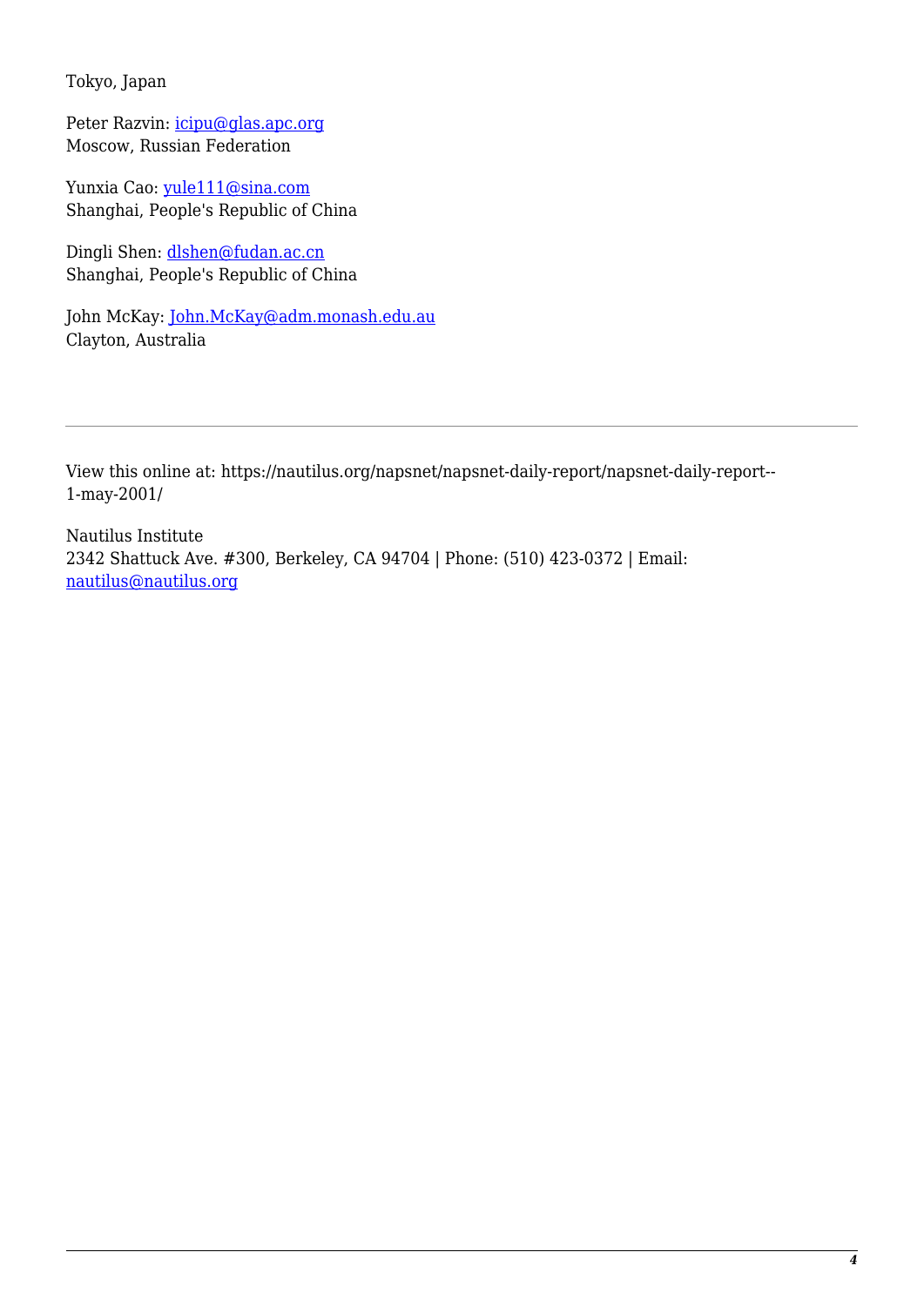Tokyo, Japan

Peter Razvin: icipu@glas.apc.org
Moscow, Russian Federation

Yunxia Cao: yule111@sina.com
Shanghai, People's Republic of China

Dingli Shen: dlshen@fudan.ac.cn
Shanghai, People's Republic of China

John McKay: John.McKay@adm.monash.edu.au
Clayton, Australia

---

View this online at: https://nautilus.org/napsnet/napsnet-daily-report/napsnet-daily-report--1-may-2001/

Nautilus Institute
2342 Shattuck Ave. #300, Berkeley, CA 94704 | Phone: (510) 423-0372 | Email: nautilus@nautilus.org